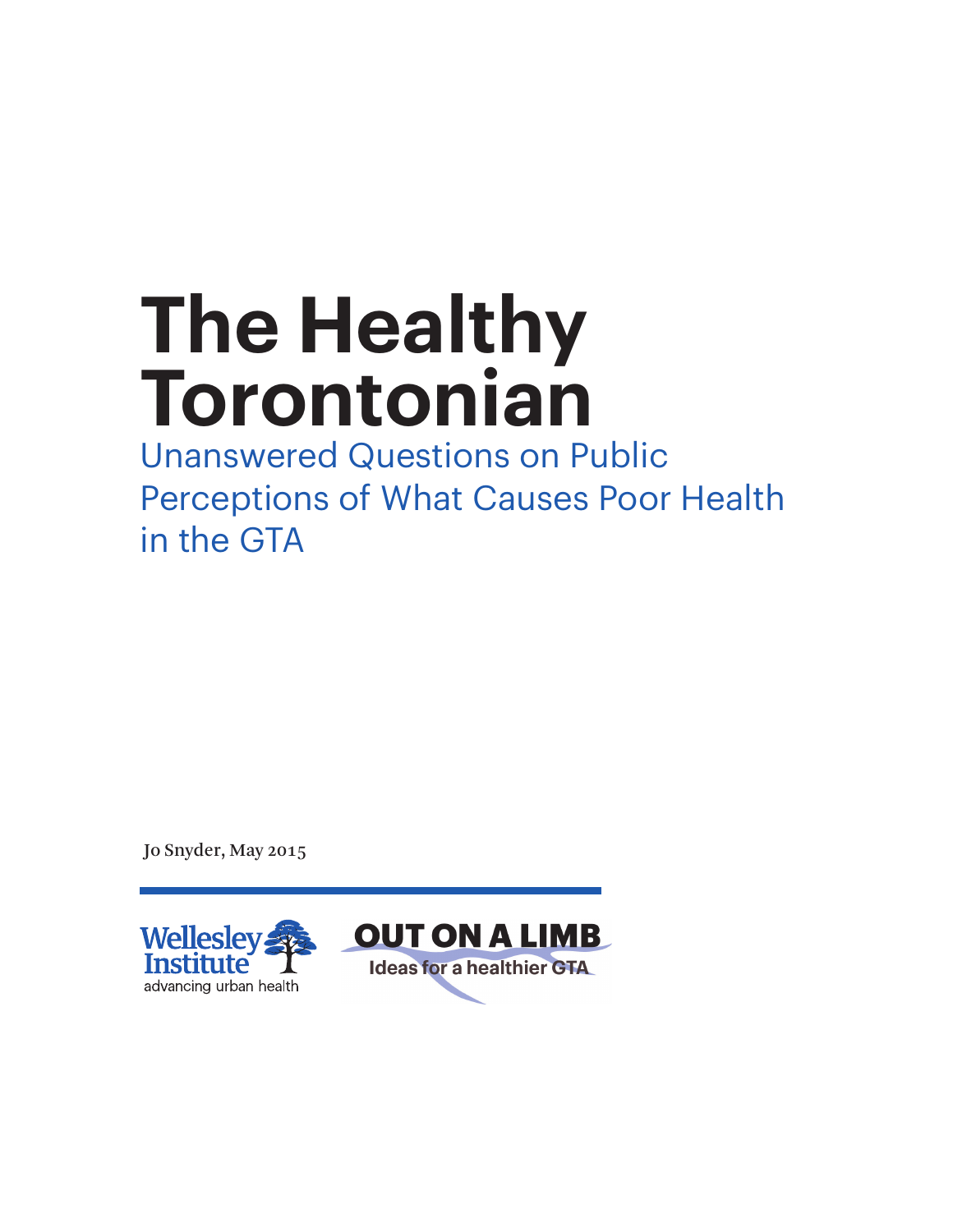# The Healthy Torontonian

## Unanswered Questions on Public Perceptions of What Causes Poor Health in the GTA

Jo Snyder, May 2015

Wellesley Institute
advancing urban health

OUT ON A LIMB
Ideas for a healthier GTA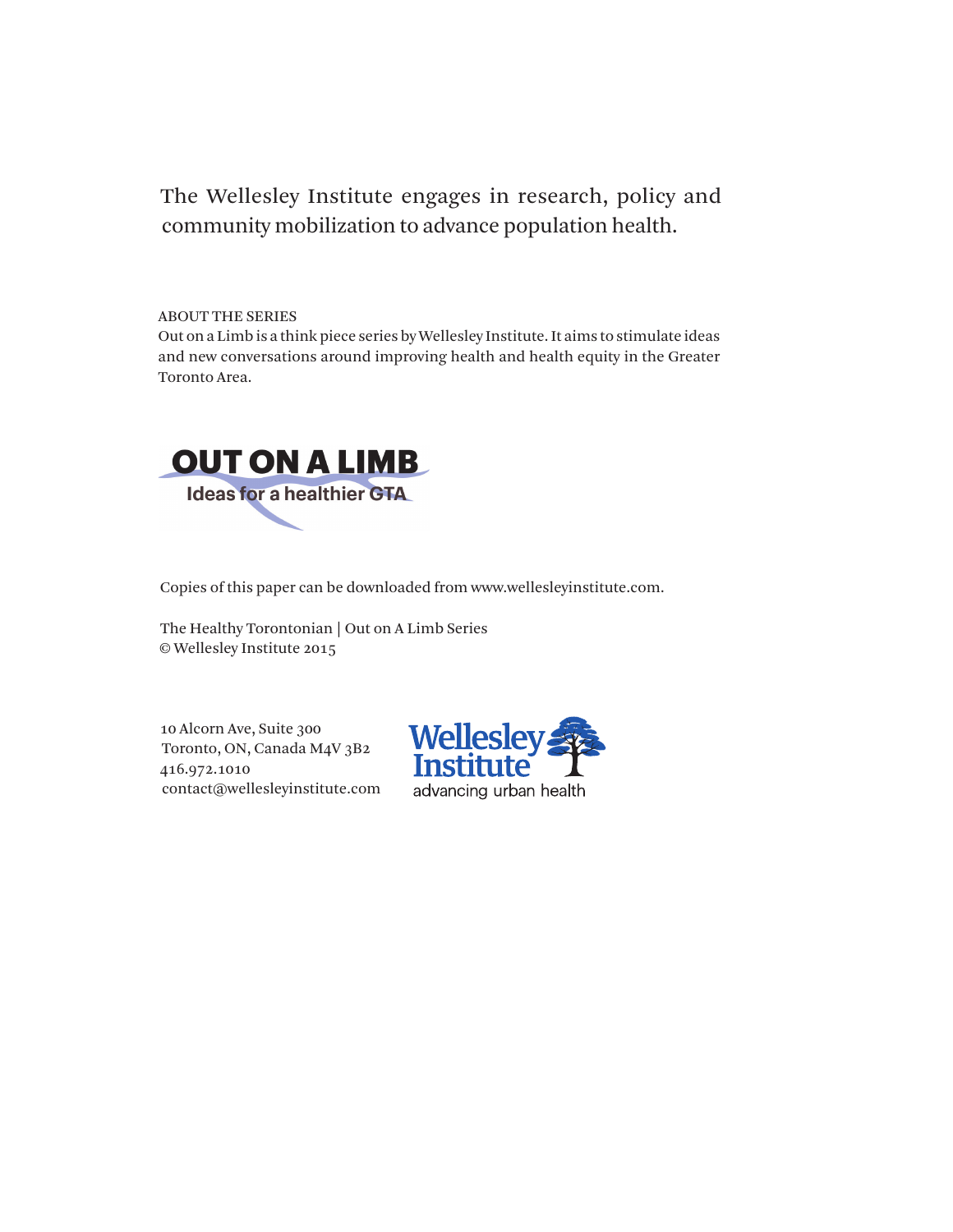The Wellesley Institute engages in research, policy and community mobilization to advance population health.

ABOUT THE SERIES

Out on a Limb is a think piece series by Wellesley Institute. It aims to stimulate ideas and new conversations around improving health and health equity in the Greater Toronto Area.

OUT ON A LIMB

Ideas for a healthier GTA

Copies of this paper can be downloaded from www.wellesleyinstitute.com.

The Healthy Torontonian | Out on A Limb Series
© Wellesley Institute 2015

10 Alcorn Ave, Suite 300
Toronto, ON, Canada M4V 3B2
416.972.1010
contact@wellesleyinstitute.com

Wellesley Institute
advancing urban health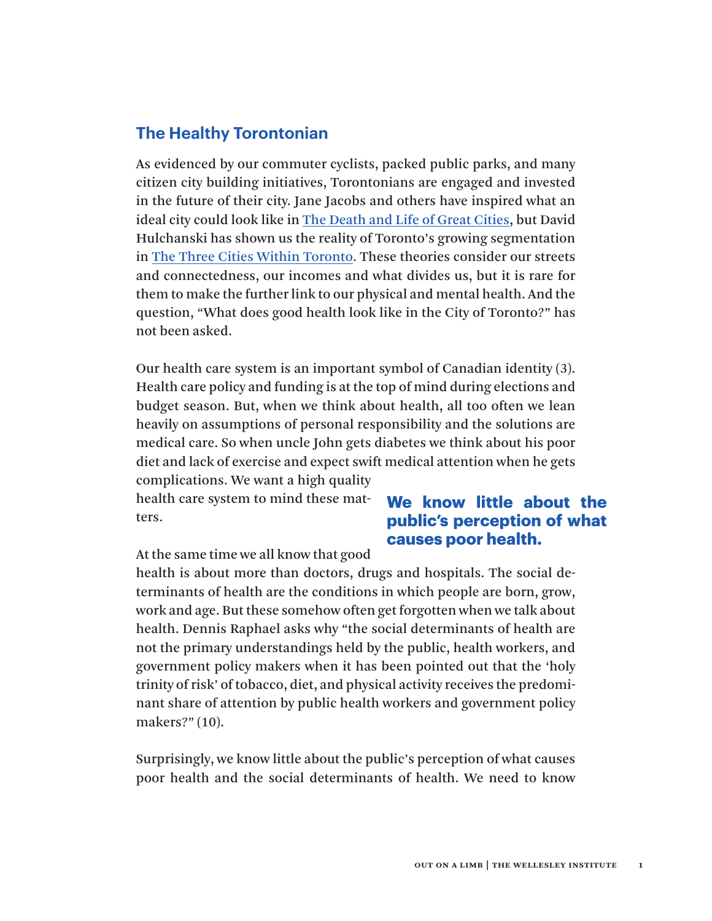## The Healthy Torontonian

As evidenced by our commuter cyclists, packed public parks, and many citizen city building initiatives, Torontonians are engaged and invested in the future of their city. Jane Jacobs and others have inspired what an ideal city could look like in The Death and Life of Great Cities, but David Hulchanski has shown us the reality of Toronto's growing segmentation in The Three Cities Within Toronto. These theories consider our streets and connectedness, our incomes and what divides us, but it is rare for them to make the further link to our physical and mental health. And the question, "What does good health look like in the City of Toronto?" has not been asked.

Our health care system is an important symbol of Canadian identity (3). Health care policy and funding is at the top of mind during elections and budget season. But, when we think about health, all too often we lean heavily on assumptions of personal responsibility and the solutions are medical care. So when uncle John gets diabetes we think about his poor diet and lack of exercise and expect swift medical attention when he gets complications. We want a high quality health care system to mind these matters.

**We know little about the public's perception of what causes poor health.**

At the same time we all know that good health is about more than doctors, drugs and hospitals. The social determinants of health are the conditions in which people are born, grow, work and age. But these somehow often get forgotten when we talk about health. Dennis Raphael asks why "the social determinants of health are not the primary understandings held by the public, health workers, and government policy makers when it has been pointed out that the 'holy trinity of risk' of tobacco, diet, and physical activity receives the predominant share of attention by public health workers and government policy makers?" (10).

Surprisingly, we know little about the public's perception of what causes poor health and the social determinants of health. We need to know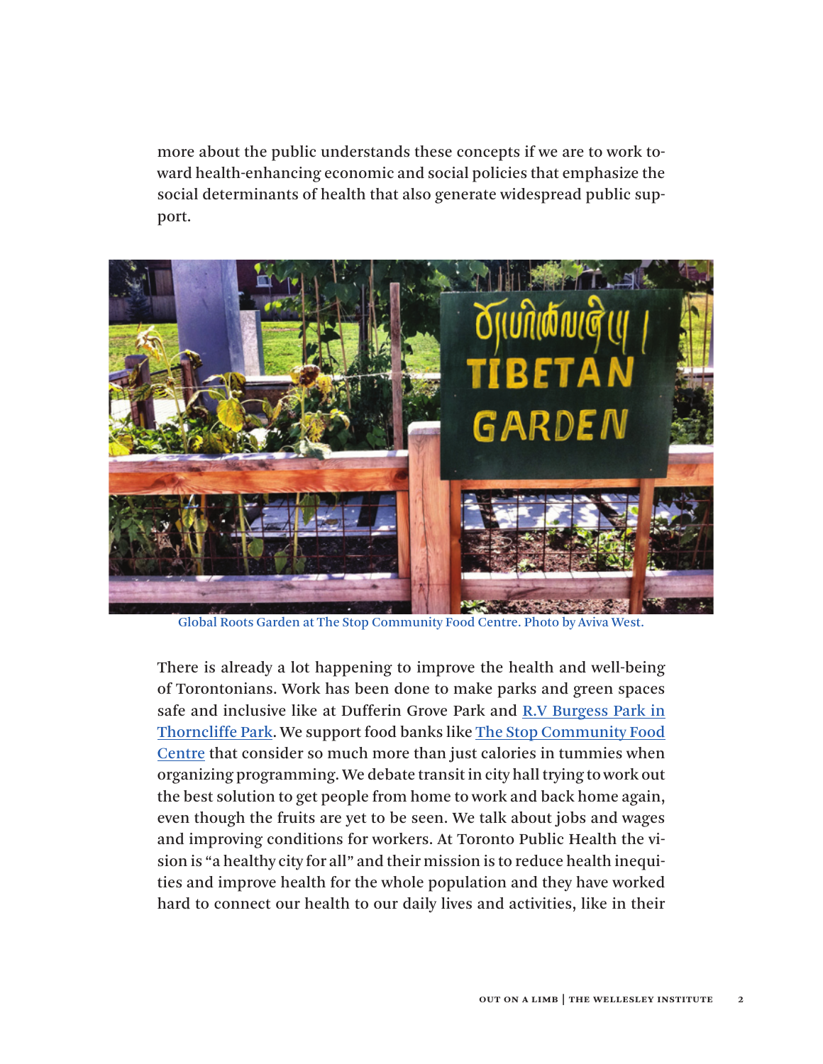more about the public understands these concepts if we are to work toward health-enhancing economic and social policies that emphasize the social determinants of health that also generate widespread public support.

Global Roots Garden at The Stop Community Food Centre. Photo by Aviva West.

There is already a lot happening to improve the health and well-being of Torontonians. Work has been done to make parks and green spaces safe and inclusive like at Dufferin Grove Park and R.V Burgess Park in Thorncliffe Park. We support food banks like The Stop Community Food Centre that consider so much more than just calories in tummies when organizing programming. We debate transit in city hall trying to work out the best solution to get people from home to work and back home again, even though the fruits are yet to be seen. We talk about jobs and wages and improving conditions for workers. At Toronto Public Health the vision is "a healthy city for all" and their mission is to reduce health inequities and improve health for the whole population and they have worked hard to connect our health to our daily lives and activities, like in their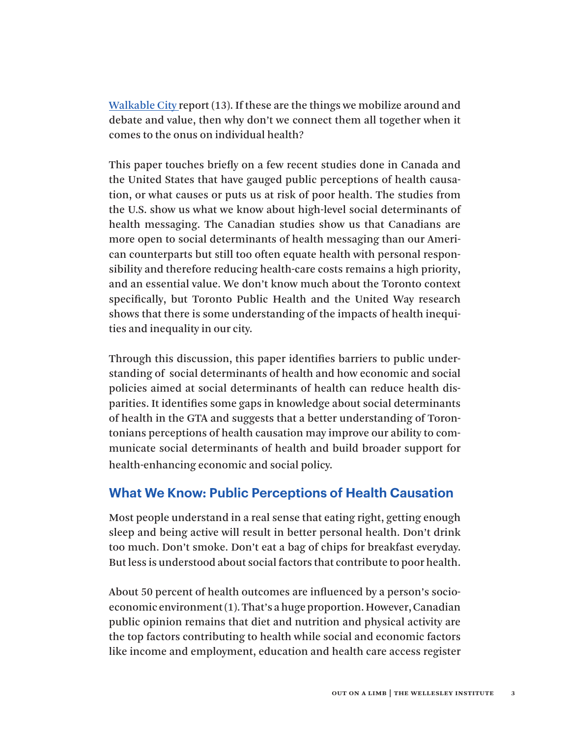[Walkable City](#) report (13). If these are the things we mobilize around and debate and value, then why don't we connect them all together when it comes to the onus on individual health?

This paper touches briefly on a few recent studies done in Canada and the United States that have gauged public perceptions of health causation, or what causes or puts us at risk of poor health. The studies from the U.S. show us what we know about high-level social determinants of health messaging. The Canadian studies show us that Canadians are more open to social determinants of health messaging than our American counterparts but still too often equate health with personal responsibility and therefore reducing health-care costs remains a high priority, and an essential value. We don't know much about the Toronto context specifically, but Toronto Public Health and the United Way research shows that there is some understanding of the impacts of health inequities and inequality in our city.

Through this discussion, this paper identifies barriers to public understanding of social determinants of health and how economic and social policies aimed at social determinants of health can reduce health disparities. It identifies some gaps in knowledge about social determinants of health in the GTA and suggests that a better understanding of Torontonians perceptions of health causation may improve our ability to communicate social determinants of health and build broader support for health-enhancing economic and social policy.

## What We Know: Public Perceptions of Health Causation

Most people understand in a real sense that eating right, getting enough sleep and being active will result in better personal health. Don't drink too much. Don't smoke. Don't eat a bag of chips for breakfast everyday. But less is understood about social factors that contribute to poor health.

About 50 percent of health outcomes are influenced by a person's socio-economic environment (1). That's a huge proportion. However, Canadian public opinion remains that diet and nutrition and physical activity are the top factors contributing to health while social and economic factors like income and employment, education and health care access register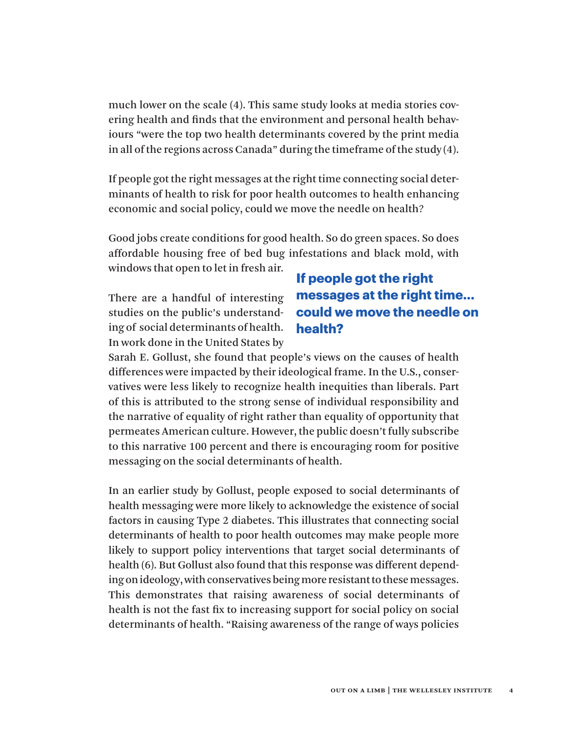much lower on the scale (4). This same study looks at media stories covering health and finds that the environment and personal health behaviours "were the top two health determinants covered by the print media in all of the regions across Canada" during the timeframe of the study (4).

If people got the right messages at the right time connecting social determinants of health to risk for poor health outcomes to health enhancing economic and social policy, could we move the needle on health?

Good jobs create conditions for good health. So do green spaces. So does affordable housing free of bed bug infestations and black mold, with windows that open to let in fresh air.

> **If people got the right messages at the right time... could we move the needle on health?**

There are a handful of interesting studies on the public's understanding of social determinants of health. In work done in the United States by Sarah E. Gollust, she found that people's views on the causes of health differences were impacted by their ideological frame. In the U.S., conservatives were less likely to recognize health inequities than liberals. Part of this is attributed to the strong sense of individual responsibility and the narrative of equality of right rather than equality of opportunity that permeates American culture. However, the public doesn't fully subscribe to this narrative 100 percent and there is encouraging room for positive messaging on the social determinants of health.

In an earlier study by Gollust, people exposed to social determinants of health messaging were more likely to acknowledge the existence of social factors in causing Type 2 diabetes. This illustrates that connecting social determinants of health to poor health outcomes may make people more likely to support policy interventions that target social determinants of health (6). But Gollust also found that this response was different depending on ideology, with conservatives being more resistant to these messages. This demonstrates that raising awareness of social determinants of health is not the fast fix to increasing support for social policy on social determinants of health. "Raising awareness of the range of ways policies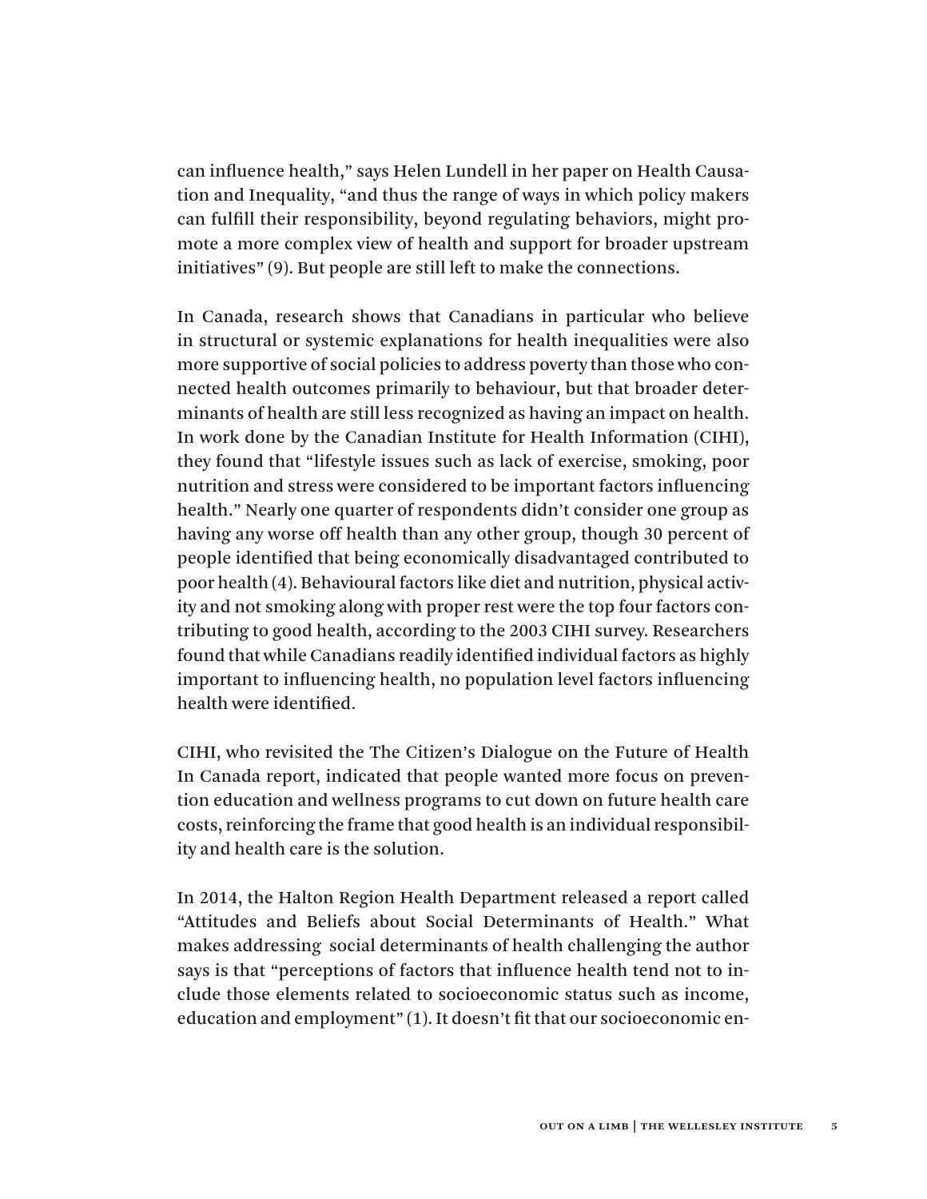can influence health," says Helen Lundell in her paper on Health Causation and Inequality, "and thus the range of ways in which policy makers can fulfill their responsibility, beyond regulating behaviors, might promote a more complex view of health and support for broader upstream initiatives" (9). But people are still left to make the connections.

In Canada, research shows that Canadians in particular who believe in structural or systemic explanations for health inequalities were also more supportive of social policies to address poverty than those who connected health outcomes primarily to behaviour, but that broader determinants of health are still less recognized as having an impact on health. In work done by the Canadian Institute for Health Information (CIHI), they found that "lifestyle issues such as lack of exercise, smoking, poor nutrition and stress were considered to be important factors influencing health." Nearly one quarter of respondents didn't consider one group as having any worse off health than any other group, though 30 percent of people identified that being economically disadvantaged contributed to poor health (4). Behavioural factors like diet and nutrition, physical activity and not smoking along with proper rest were the top four factors contributing to good health, according to the 2003 CIHI survey. Researchers found that while Canadians readily identified individual factors as highly important to influencing health, no population level factors influencing health were identified.

CIHI, who revisited the The Citizen's Dialogue on the Future of Health In Canada report, indicated that people wanted more focus on prevention education and wellness programs to cut down on future health care costs, reinforcing the frame that good health is an individual responsibility and health care is the solution.

In 2014, the Halton Region Health Department released a report called "Attitudes and Beliefs about Social Determinants of Health." What makes addressing social determinants of health challenging the author says is that "perceptions of factors that influence health tend not to include those elements related to socioeconomic status such as income, education and employment" (1). It doesn't fit that our socioeconomic en-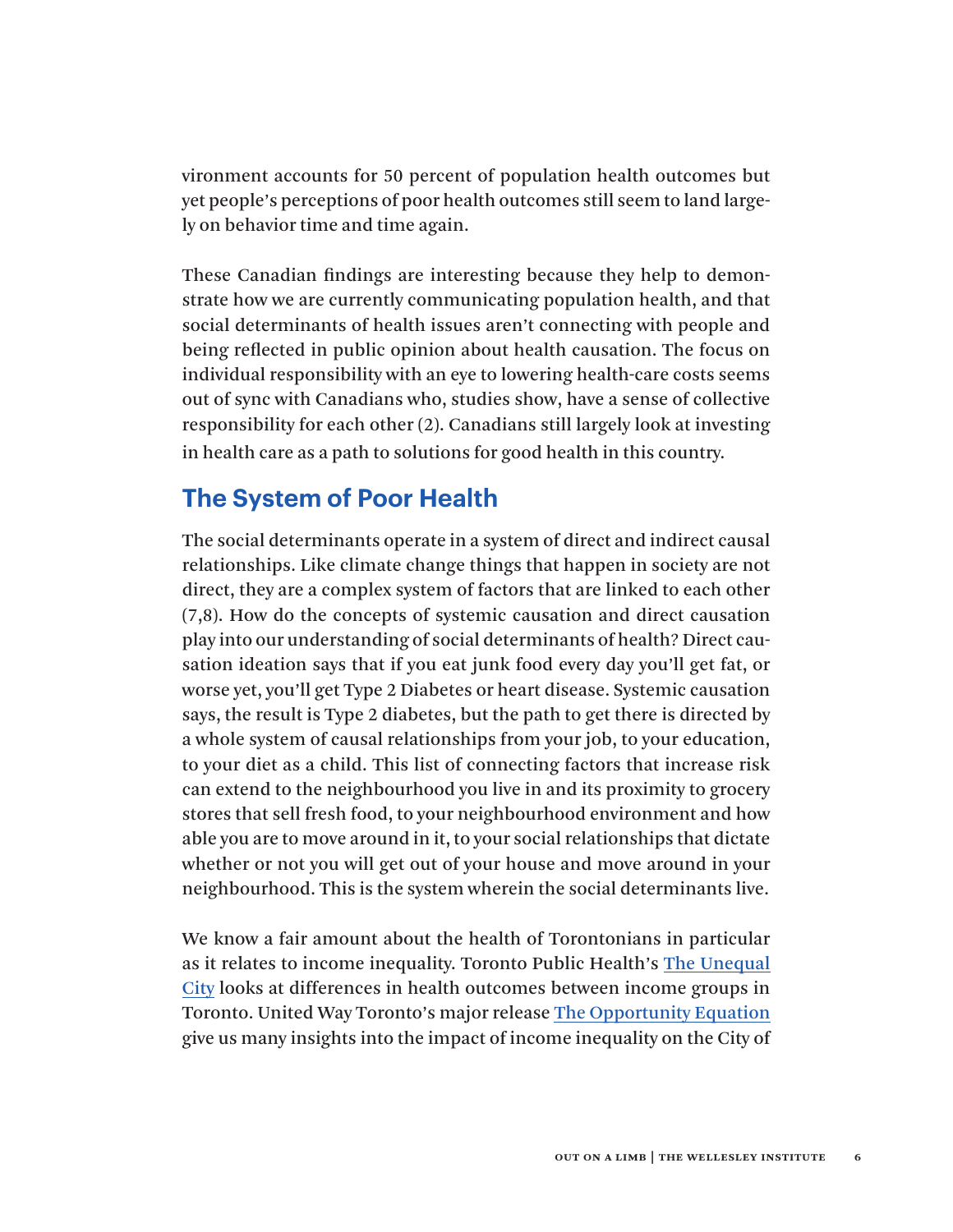vironment accounts for 50 percent of population health outcomes but yet people's perceptions of poor health outcomes still seem to land largely on behavior time and time again.

These Canadian findings are interesting because they help to demonstrate how we are currently communicating population health, and that social determinants of health issues aren't connecting with people and being reflected in public opinion about health causation. The focus on individual responsibility with an eye to lowering health-care costs seems out of sync with Canadians who, studies show, have a sense of collective responsibility for each other (2). Canadians still largely look at investing in health care as a path to solutions for good health in this country.

## The System of Poor Health

The social determinants operate in a system of direct and indirect causal relationships. Like climate change things that happen in society are not direct, they are a complex system of factors that are linked to each other (7,8). How do the concepts of systemic causation and direct causation play into our understanding of social determinants of health? Direct causation ideation says that if you eat junk food every day you'll get fat, or worse yet, you'll get Type 2 Diabetes or heart disease. Systemic causation says, the result is Type 2 diabetes, but the path to get there is directed by a whole system of causal relationships from your job, to your education, to your diet as a child. This list of connecting factors that increase risk can extend to the neighbourhood you live in and its proximity to grocery stores that sell fresh food, to your neighbourhood environment and how able you are to move around in it, to your social relationships that dictate whether or not you will get out of your house and move around in your neighbourhood. This is the system wherein the social determinants live.

We know a fair amount about the health of Torontonians in particular as it relates to income inequality. Toronto Public Health's [The Unequal City] looks at differences in health outcomes between income groups in Toronto. United Way Toronto's major release [The Opportunity Equation] give us many insights into the impact of income inequality on the City of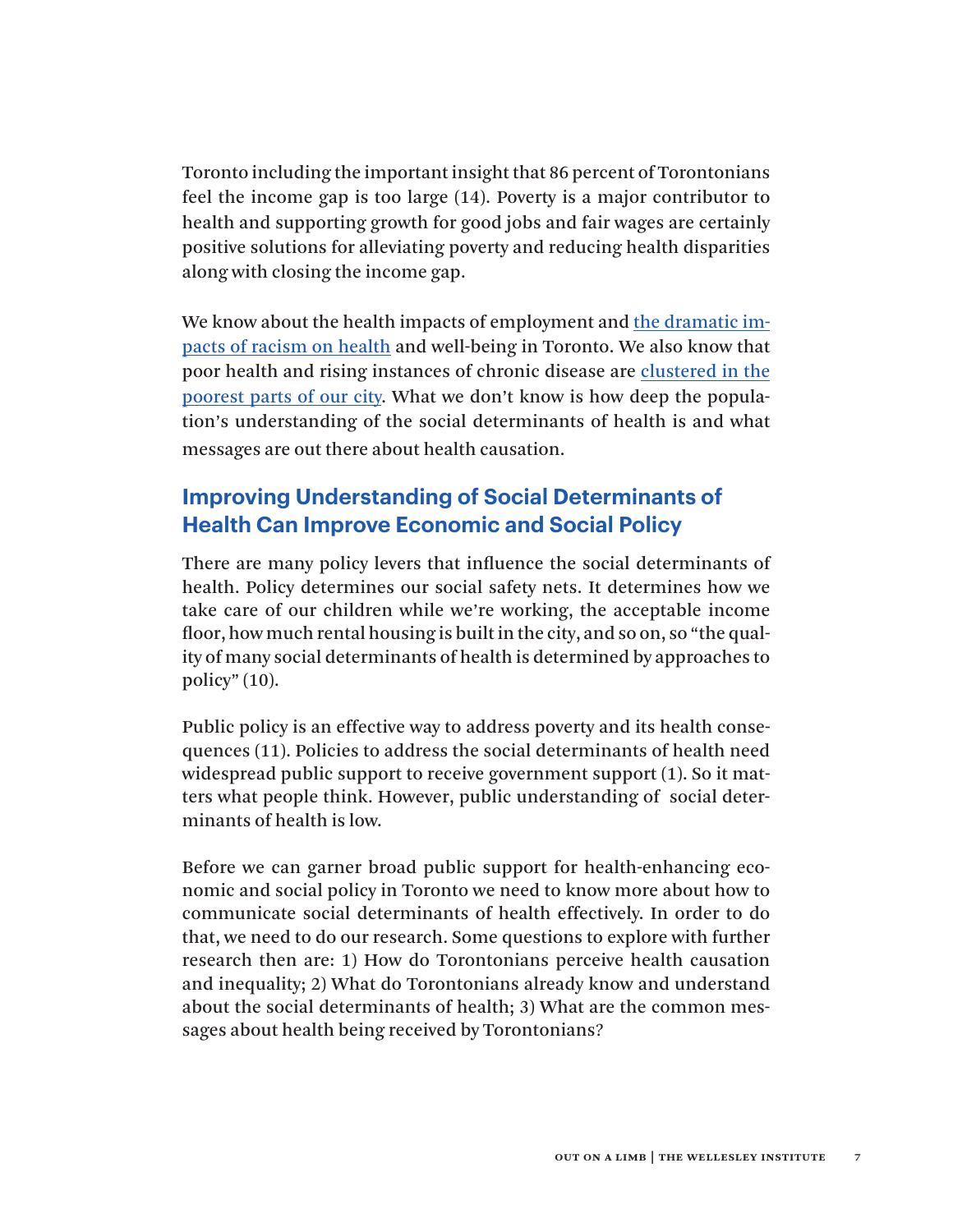Toronto including the important insight that 86 percent of Torontonians feel the income gap is too large (14). Poverty is a major contributor to health and supporting growth for good jobs and fair wages are certainly positive solutions for alleviating poverty and reducing health disparities along with closing the income gap.

We know about the health impacts of employment and the dramatic impacts of racism on health and well-being in Toronto. We also know that poor health and rising instances of chronic disease are clustered in the poorest parts of our city. What we don't know is how deep the population's understanding of the social determinants of health is and what messages are out there about health causation.

## Improving Understanding of Social Determinants of Health Can Improve Economic and Social Policy

There are many policy levers that influence the social determinants of health. Policy determines our social safety nets. It determines how we take care of our children while we're working, the acceptable income floor, how much rental housing is built in the city, and so on, so "the quality of many social determinants of health is determined by approaches to policy" (10).

Public policy is an effective way to address poverty and its health consequences (11). Policies to address the social determinants of health need widespread public support to receive government support (1). So it matters what people think. However, public understanding of social determinants of health is low.

Before we can garner broad public support for health-enhancing economic and social policy in Toronto we need to know more about how to communicate social determinants of health effectively. In order to do that, we need to do our research. Some questions to explore with further research then are: 1) How do Torontonians perceive health causation and inequality; 2) What do Torontonians already know and understand about the social determinants of health; 3) What are the common messages about health being received by Torontonians?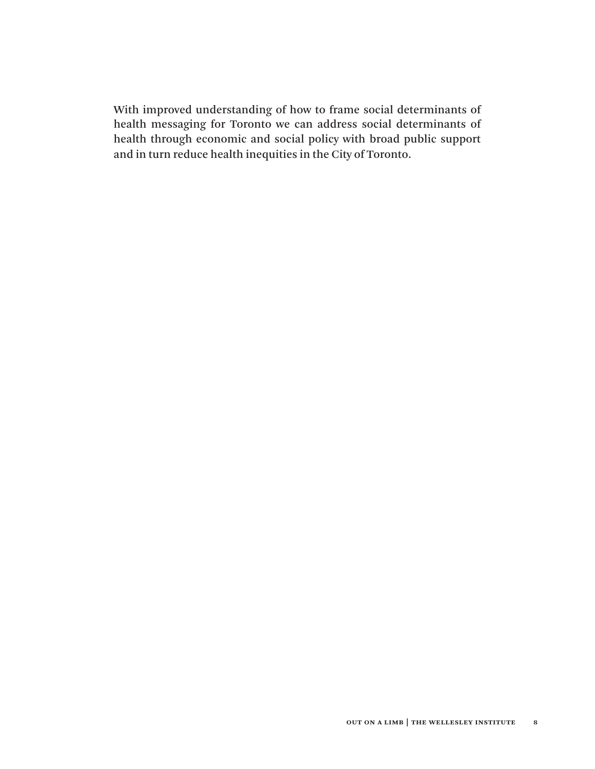With improved understanding of how to frame social determinants of health messaging for Toronto we can address social determinants of health through economic and social policy with broad public support and in turn reduce health inequities in the City of Toronto.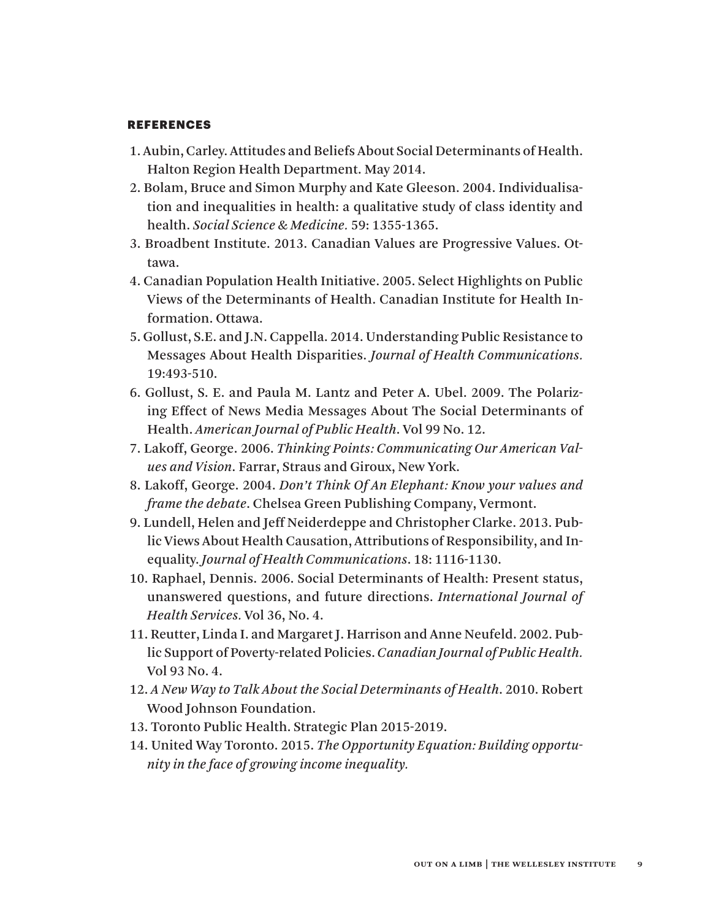#### REFERENCES

1. Aubin, Carley. Attitudes and Beliefs About Social Determinants of Health. Halton Region Health Department. May 2014.
2. Bolam, Bruce and Simon Murphy and Kate Gleeson. 2004. Individualisation and inequalities in health: a qualitative study of class identity and health. *Social Science & Medicine.* 59: 1355-1365.
3. Broadbent Institute. 2013. Canadian Values are Progressive Values. Ottawa.
4. Canadian Population Health Initiative. 2005. Select Highlights on Public Views of the Determinants of Health. Canadian Institute for Health Information. Ottawa.
5. Gollust, S.E. and J.N. Cappella. 2014. Understanding Public Resistance to Messages About Health Disparities. *Journal of Health Communications.* 19:493-510.
6. Gollust, S. E. and Paula M. Lantz and Peter A. Ubel. 2009. The Polarizing Effect of News Media Messages About The Social Determinants of Health. *American Journal of Public Health*. Vol 99 No. 12.
7. Lakoff, George. 2006. *Thinking Points: Communicating Our American Values and Vision*. Farrar, Straus and Giroux, New York.
8. Lakoff, George. 2004. *Don't Think Of An Elephant: Know your values and frame the debate*. Chelsea Green Publishing Company, Vermont.
9. Lundell, Helen and Jeff Neiderdeppe and Christopher Clarke. 2013. Public Views About Health Causation, Attributions of Responsibility, and Inequality. *Journal of Health Communications*. 18: 1116-1130.
10. Raphael, Dennis. 2006. Social Determinants of Health: Present status, unanswered questions, and future directions. *International Journal of Health Services.* Vol 36, No. 4.
11. Reutter, Linda I. and Margaret J. Harrison and Anne Neufeld. 2002. Public Support of Poverty-related Policies. *Canadian Journal of Public Health.* Vol 93 No. 4.
12. *A New Way to Talk About the Social Determinants of Health*. 2010. Robert Wood Johnson Foundation.
13. Toronto Public Health. Strategic Plan 2015-2019.
14. United Way Toronto. 2015. *The Opportunity Equation: Building opportunity in the face of growing income inequality.*